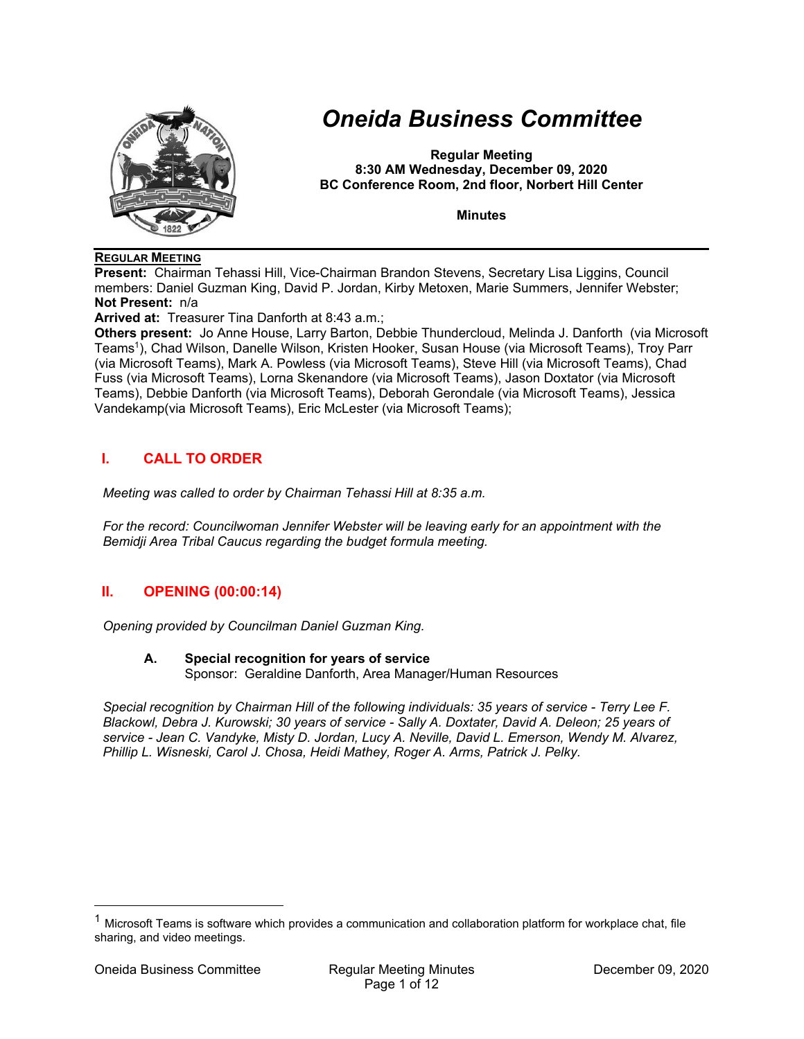# *Oneida Business Committee*

**Regular Meeting**
**8:30 AM Wednesday, December 09, 2020**
**BC Conference Room, 2nd floor, Norbert Hill Center**

**Minutes**

**REGULAR MEETING**

**Present:** Chairman Tehassi Hill, Vice-Chairman Brandon Stevens, Secretary Lisa Liggins, Council members: Daniel Guzman King, David P. Jordan, Kirby Metoxen, Marie Summers, Jennifer Webster;
**Not Present:** n/a
**Arrived at:** Treasurer Tina Danforth at 8:43 a.m.;
**Others present:** Jo Anne House, Larry Barton, Debbie Thundercloud, Melinda J. Danforth (via Microsoft Teams[1]), Chad Wilson, Danelle Wilson, Kristen Hooker, Susan House (via Microsoft Teams), Troy Parr (via Microsoft Teams), Mark A. Powless (via Microsoft Teams), Steve Hill (via Microsoft Teams), Chad Fuss (via Microsoft Teams), Lorna Skenandore (via Microsoft Teams), Jason Doxtator (via Microsoft Teams), Debbie Danforth (via Microsoft Teams), Deborah Gerondale (via Microsoft Teams), Jessica Vandekamp(via Microsoft Teams), Eric McLester (via Microsoft Teams);

## I. CALL TO ORDER

*Meeting was called to order by Chairman Tehassi Hill at 8:35 a.m.*

*For the record: Councilwoman Jennifer Webster will be leaving early for an appointment with the Bemidji Area Tribal Caucus regarding the budget formula meeting.*

## II. OPENING (00:00:14)

*Opening provided by Councilman Daniel Guzman King.*

### A. Special recognition for years of service

Sponsor: Geraldine Danforth, Area Manager/Human Resources

*Special recognition by Chairman Hill of the following individuals: 35 years of service - Terry Lee F. Blackowl, Debra J. Kurowski; 30 years of service - Sally A. Doxtater, David A. Deleon; 25 years of service - Jean C. Vandyke, Misty D. Jordan, Lucy A. Neville, David L. Emerson, Wendy M. Alvarez, Phillip L. Wisneski, Carol J. Chosa, Heidi Mathey, Roger A. Arms, Patrick J. Pelky.*

---

[1] Microsoft Teams is software which provides a communication and collaboration platform for workplace chat, file sharing, and video meetings.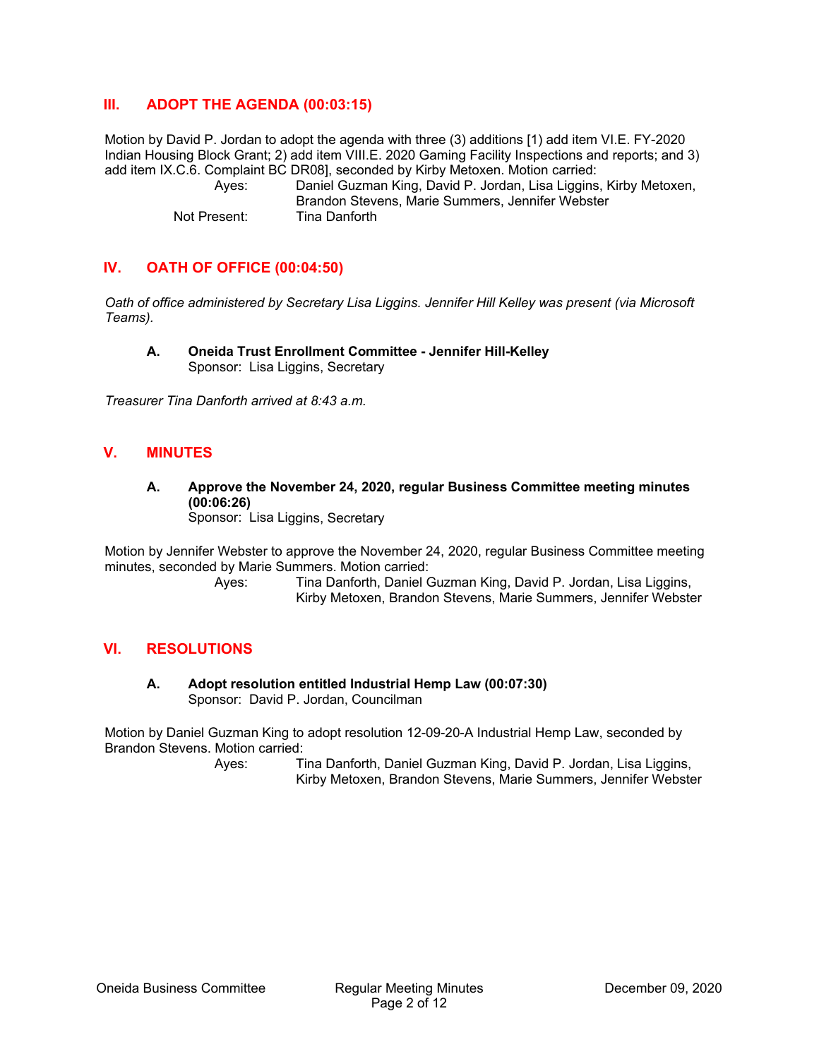## III. ADOPT THE AGENDA (00:03:15)

Motion by David P. Jordan to adopt the agenda with three (3) additions [1) add item VI.E. FY-2020 Indian Housing Block Grant; 2) add item VIII.E. 2020 Gaming Facility Inspections and reports; and 3) add item IX.C.6. Complaint BC DR08], seconded by Kirby Metoxen. Motion carried:

Ayes: Daniel Guzman King, David P. Jordan, Lisa Liggins, Kirby Metoxen, Brandon Stevens, Marie Summers, Jennifer Webster
Not Present: Tina Danforth

## IV. OATH OF OFFICE (00:04:50)

*Oath of office administered by Secretary Lisa Liggins. Jennifer Hill Kelley was present (via Microsoft Teams).*

**A. Oneida Trust Enrollment Committee - Jennifer Hill-Kelley**
Sponsor: Lisa Liggins, Secretary

*Treasurer Tina Danforth arrived at 8:43 a.m.*

## V. MINUTES

**A. Approve the November 24, 2020, regular Business Committee meeting minutes (00:06:26)**
Sponsor: Lisa Liggins, Secretary

Motion by Jennifer Webster to approve the November 24, 2020, regular Business Committee meeting minutes, seconded by Marie Summers. Motion carried:

Ayes: Tina Danforth, Daniel Guzman King, David P. Jordan, Lisa Liggins, Kirby Metoxen, Brandon Stevens, Marie Summers, Jennifer Webster

## VI. RESOLUTIONS

**A. Adopt resolution entitled Industrial Hemp Law (00:07:30)**
Sponsor: David P. Jordan, Councilman

Motion by Daniel Guzman King to adopt resolution 12-09-20-A Industrial Hemp Law, seconded by Brandon Stevens. Motion carried:

Ayes: Tina Danforth, Daniel Guzman King, David P. Jordan, Lisa Liggins, Kirby Metoxen, Brandon Stevens, Marie Summers, Jennifer Webster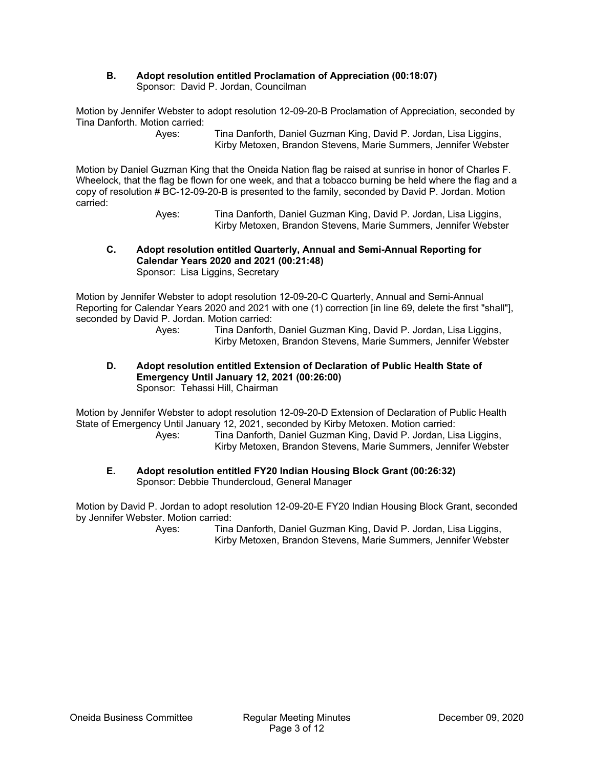**B. Adopt resolution entitled Proclamation of Appreciation (00:18:07)**
Sponsor: David P. Jordan, Councilman

Motion by Jennifer Webster to adopt resolution 12-09-20-B Proclamation of Appreciation, seconded by Tina Danforth. Motion carried:

Ayes: Tina Danforth, Daniel Guzman King, David P. Jordan, Lisa Liggins, Kirby Metoxen, Brandon Stevens, Marie Summers, Jennifer Webster

Motion by Daniel Guzman King that the Oneida Nation flag be raised at sunrise in honor of Charles F. Wheelock, that the flag be flown for one week, and that a tobacco burning be held where the flag and a copy of resolution # BC-12-09-20-B is presented to the family, seconded by David P. Jordan. Motion carried:

Ayes: Tina Danforth, Daniel Guzman King, David P. Jordan, Lisa Liggins, Kirby Metoxen, Brandon Stevens, Marie Summers, Jennifer Webster

**C. Adopt resolution entitled Quarterly, Annual and Semi-Annual Reporting for Calendar Years 2020 and 2021 (00:21:48)**
Sponsor: Lisa Liggins, Secretary

Motion by Jennifer Webster to adopt resolution 12-09-20-C Quarterly, Annual and Semi-Annual Reporting for Calendar Years 2020 and 2021 with one (1) correction [in line 69, delete the first "shall"], seconded by David P. Jordan. Motion carried:

Ayes: Tina Danforth, Daniel Guzman King, David P. Jordan, Lisa Liggins, Kirby Metoxen, Brandon Stevens, Marie Summers, Jennifer Webster

**D. Adopt resolution entitled Extension of Declaration of Public Health State of Emergency Until January 12, 2021 (00:26:00)**
Sponsor: Tehassi Hill, Chairman

Motion by Jennifer Webster to adopt resolution 12-09-20-D Extension of Declaration of Public Health State of Emergency Until January 12, 2021, seconded by Kirby Metoxen. Motion carried:

Ayes: Tina Danforth, Daniel Guzman King, David P. Jordan, Lisa Liggins, Kirby Metoxen, Brandon Stevens, Marie Summers, Jennifer Webster

**E. Adopt resolution entitled FY20 Indian Housing Block Grant (00:26:32)**
Sponsor: Debbie Thundercloud, General Manager

Motion by David P. Jordan to adopt resolution 12-09-20-E FY20 Indian Housing Block Grant, seconded by Jennifer Webster. Motion carried:

Ayes: Tina Danforth, Daniel Guzman King, David P. Jordan, Lisa Liggins, Kirby Metoxen, Brandon Stevens, Marie Summers, Jennifer Webster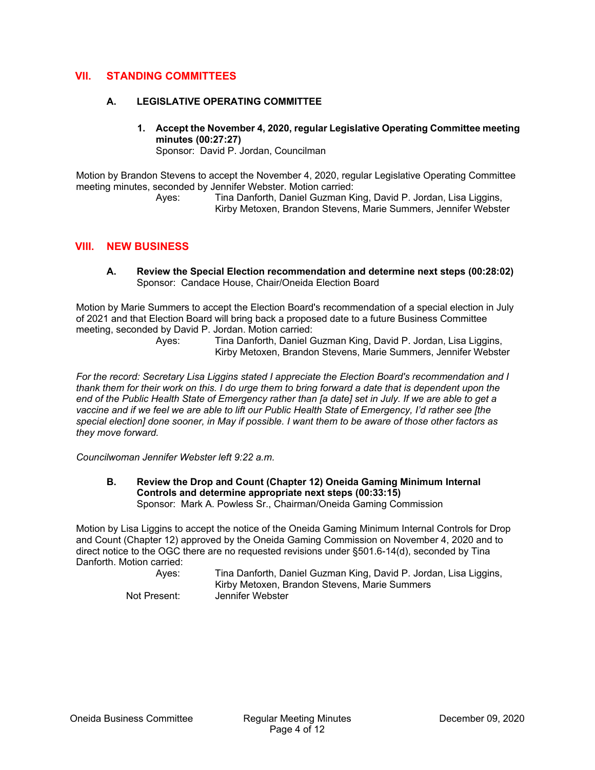## VII. STANDING COMMITTEES

### A. LEGISLATIVE OPERATING COMMITTEE

**1. Accept the November 4, 2020, regular Legislative Operating Committee meeting minutes (00:27:27)**
Sponsor: David P. Jordan, Councilman

Motion by Brandon Stevens to accept the November 4, 2020, regular Legislative Operating Committee meeting minutes, seconded by Jennifer Webster. Motion carried:

Ayes: Tina Danforth, Daniel Guzman King, David P. Jordan, Lisa Liggins, Kirby Metoxen, Brandon Stevens, Marie Summers, Jennifer Webster

## VIII. NEW BUSINESS

### A. Review the Special Election recommendation and determine next steps (00:28:02)
Sponsor: Candace House, Chair/Oneida Election Board

Motion by Marie Summers to accept the Election Board's recommendation of a special election in July of 2021 and that Election Board will bring back a proposed date to a future Business Committee meeting, seconded by David P. Jordan. Motion carried:

Ayes: Tina Danforth, Daniel Guzman King, David P. Jordan, Lisa Liggins, Kirby Metoxen, Brandon Stevens, Marie Summers, Jennifer Webster

*For the record: Secretary Lisa Liggins stated I appreciate the Election Board's recommendation and I thank them for their work on this. I do urge them to bring forward a date that is dependent upon the end of the Public Health State of Emergency rather than [a date] set in July. If we are able to get a vaccine and if we feel we are able to lift our Public Health State of Emergency, I'd rather see [the special election] done sooner, in May if possible. I want them to be aware of those other factors as they move forward.*

*Councilwoman Jennifer Webster left 9:22 a.m.*

### B. Review the Drop and Count (Chapter 12) Oneida Gaming Minimum Internal Controls and determine appropriate next steps (00:33:15)
Sponsor: Mark A. Powless Sr., Chairman/Oneida Gaming Commission

Motion by Lisa Liggins to accept the notice of the Oneida Gaming Minimum Internal Controls for Drop and Count (Chapter 12) approved by the Oneida Gaming Commission on November 4, 2020 and to direct notice to the OGC there are no requested revisions under §501.6-14(d), seconded by Tina Danforth. Motion carried:

Ayes: Tina Danforth, Daniel Guzman King, David P. Jordan, Lisa Liggins, Kirby Metoxen, Brandon Stevens, Marie Summers

Not Present: Jennifer Webster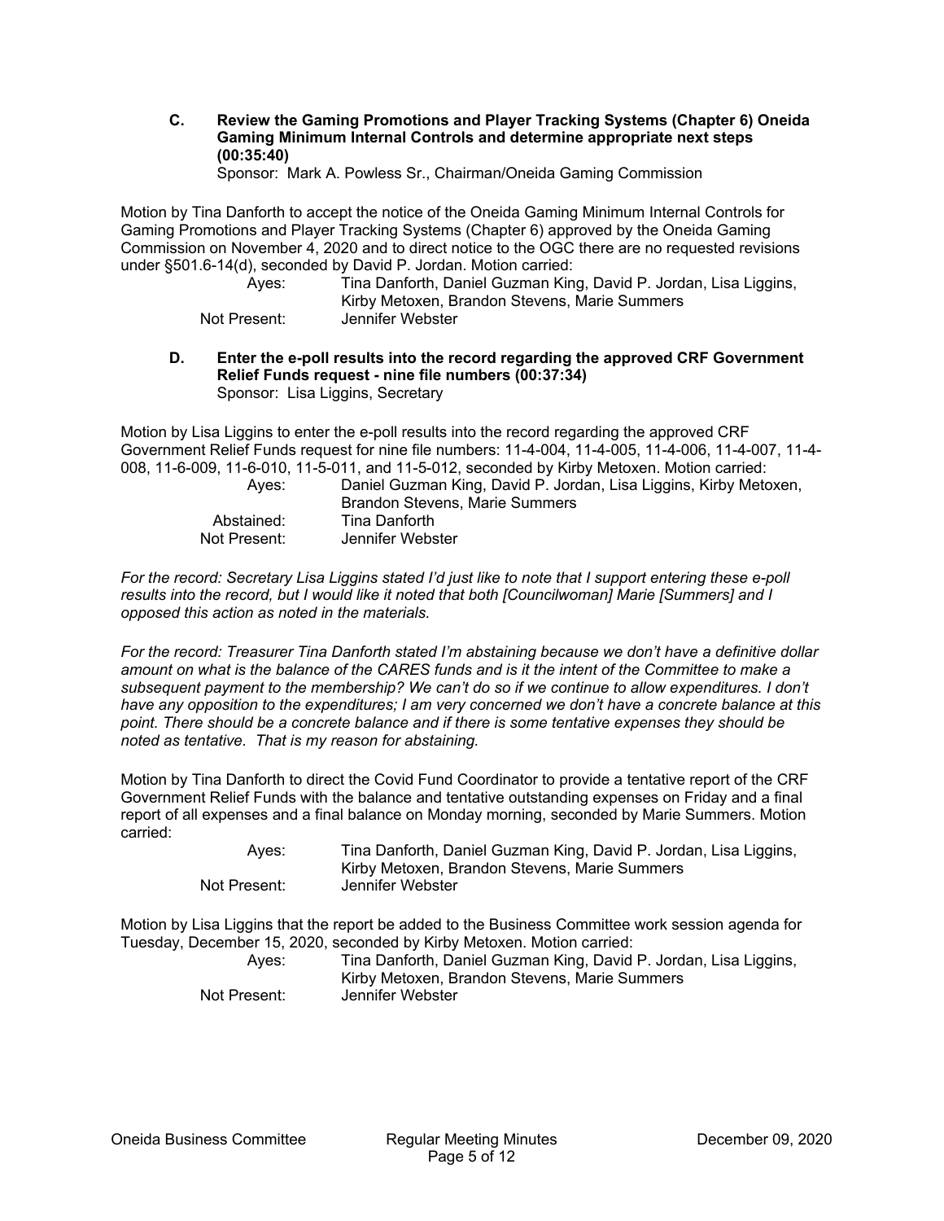**C. Review the Gaming Promotions and Player Tracking Systems (Chapter 6) Oneida Gaming Minimum Internal Controls and determine appropriate next steps (00:35:40)**
Sponsor: Mark A. Powless Sr., Chairman/Oneida Gaming Commission

Motion by Tina Danforth to accept the notice of the Oneida Gaming Minimum Internal Controls for Gaming Promotions and Player Tracking Systems (Chapter 6) approved by the Oneida Gaming Commission on November 4, 2020 and to direct notice to the OGC there are no requested revisions under §501.6-14(d), seconded by David P. Jordan. Motion carried:

| | |
|---|---|
| Ayes: | Tina Danforth, Daniel Guzman King, David P. Jordan, Lisa Liggins, Kirby Metoxen, Brandon Stevens, Marie Summers |
| Not Present: | Jennifer Webster |

**D. Enter the e-poll results into the record regarding the approved CRF Government Relief Funds request - nine file numbers (00:37:34)**
Sponsor: Lisa Liggins, Secretary

Motion by Lisa Liggins to enter the e-poll results into the record regarding the approved CRF Government Relief Funds request for nine file numbers: 11-4-004, 11-4-005, 11-4-006, 11-4-007, 11-4-008, 11-6-009, 11-6-010, 11-5-011, and 11-5-012, seconded by Kirby Metoxen. Motion carried:

| | |
|---|---|
| Ayes: | Daniel Guzman King, David P. Jordan, Lisa Liggins, Kirby Metoxen, Brandon Stevens, Marie Summers |
| Abstained: | Tina Danforth |
| Not Present: | Jennifer Webster |

*For the record: Secretary Lisa Liggins stated I'd just like to note that I support entering these e-poll results into the record, but I would like it noted that both [Councilwoman] Marie [Summers] and I opposed this action as noted in the materials.*

*For the record: Treasurer Tina Danforth stated I'm abstaining because we don't have a definitive dollar amount on what is the balance of the CARES funds and is it the intent of the Committee to make a subsequent payment to the membership? We can't do so if we continue to allow expenditures. I don't have any opposition to the expenditures; I am very concerned we don't have a concrete balance at this point. There should be a concrete balance and if there is some tentative expenses they should be noted as tentative. That is my reason for abstaining.*

Motion by Tina Danforth to direct the Covid Fund Coordinator to provide a tentative report of the CRF Government Relief Funds with the balance and tentative outstanding expenses on Friday and a final report of all expenses and a final balance on Monday morning, seconded by Marie Summers. Motion carried:

| | |
|---|---|
| Ayes: | Tina Danforth, Daniel Guzman King, David P. Jordan, Lisa Liggins, Kirby Metoxen, Brandon Stevens, Marie Summers |
| Not Present: | Jennifer Webster |

Motion by Lisa Liggins that the report be added to the Business Committee work session agenda for Tuesday, December 15, 2020, seconded by Kirby Metoxen. Motion carried:

| | |
|---|---|
| Ayes: | Tina Danforth, Daniel Guzman King, David P. Jordan, Lisa Liggins, Kirby Metoxen, Brandon Stevens, Marie Summers |
| Not Present: | Jennifer Webster |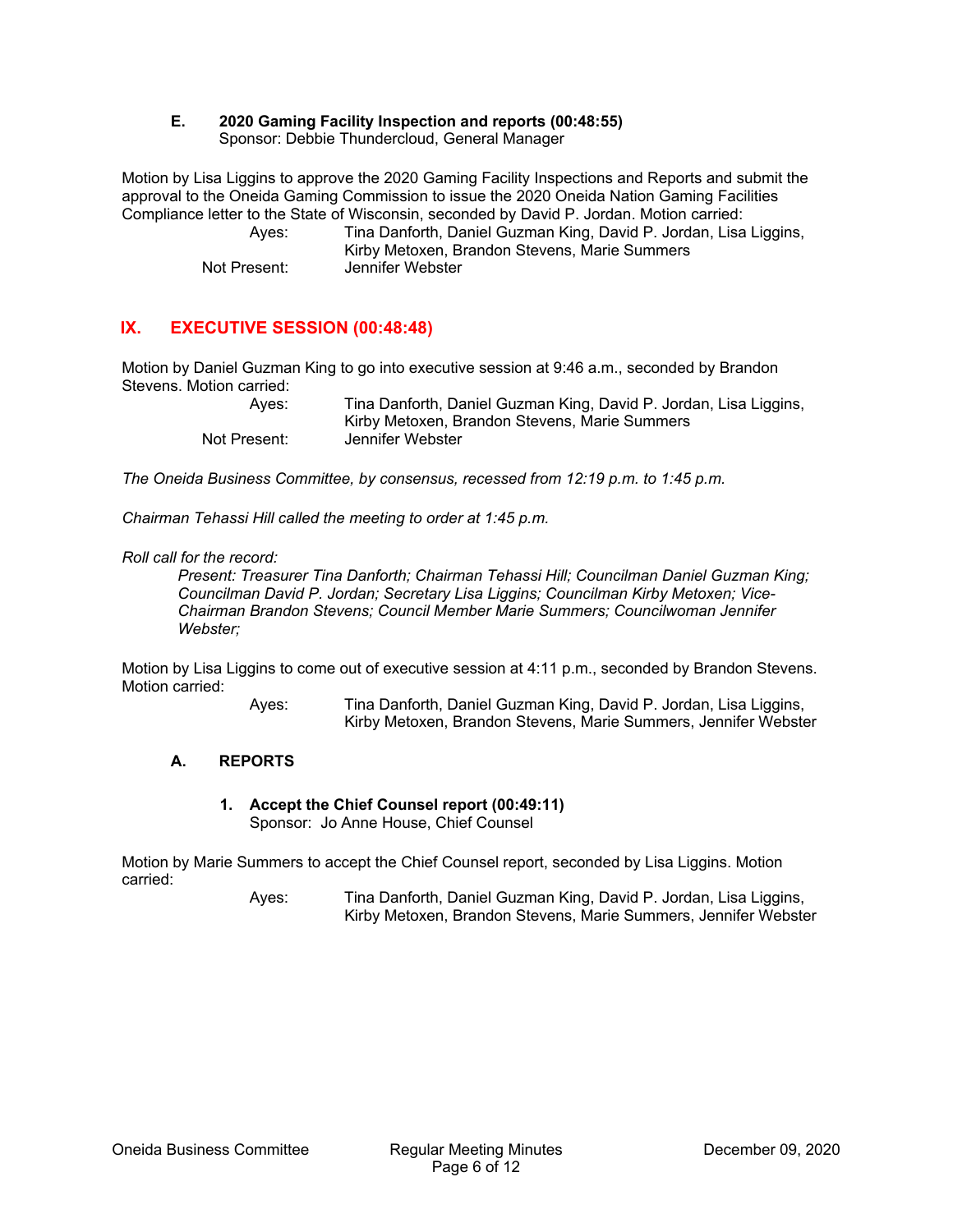### E. 2020 Gaming Facility Inspection and reports (00:48:55)

Sponsor: Debbie Thundercloud, General Manager

Motion by Lisa Liggins to approve the 2020 Gaming Facility Inspections and Reports and submit the approval to the Oneida Gaming Commission to issue the 2020 Oneida Nation Gaming Facilities Compliance letter to the State of Wisconsin, seconded by David P. Jordan. Motion carried:

Ayes: Tina Danforth, Daniel Guzman King, David P. Jordan, Lisa Liggins, Kirby Metoxen, Brandon Stevens, Marie Summers
Not Present: Jennifer Webster

## IX. EXECUTIVE SESSION (00:48:48)

Motion by Daniel Guzman King to go into executive session at 9:46 a.m., seconded by Brandon Stevens. Motion carried:

Ayes: Tina Danforth, Daniel Guzman King, David P. Jordan, Lisa Liggins, Kirby Metoxen, Brandon Stevens, Marie Summers
Not Present: Jennifer Webster

*The Oneida Business Committee, by consensus, recessed from 12:19 p.m. to 1:45 p.m.*

*Chairman Tehassi Hill called the meeting to order at 1:45 p.m.*

*Roll call for the record:*

*Present: Treasurer Tina Danforth; Chairman Tehassi Hill; Councilman Daniel Guzman King; Councilman David P. Jordan; Secretary Lisa Liggins; Councilman Kirby Metoxen; Vice-Chairman Brandon Stevens; Council Member Marie Summers; Councilwoman Jennifer Webster;*

Motion by Lisa Liggins to come out of executive session at 4:11 p.m., seconded by Brandon Stevens. Motion carried:

Ayes: Tina Danforth, Daniel Guzman King, David P. Jordan, Lisa Liggins, Kirby Metoxen, Brandon Stevens, Marie Summers, Jennifer Webster

### A. REPORTS

#### 1. Accept the Chief Counsel report (00:49:11)

Sponsor: Jo Anne House, Chief Counsel

Motion by Marie Summers to accept the Chief Counsel report, seconded by Lisa Liggins. Motion carried:

Ayes: Tina Danforth, Daniel Guzman King, David P. Jordan, Lisa Liggins, Kirby Metoxen, Brandon Stevens, Marie Summers, Jennifer Webster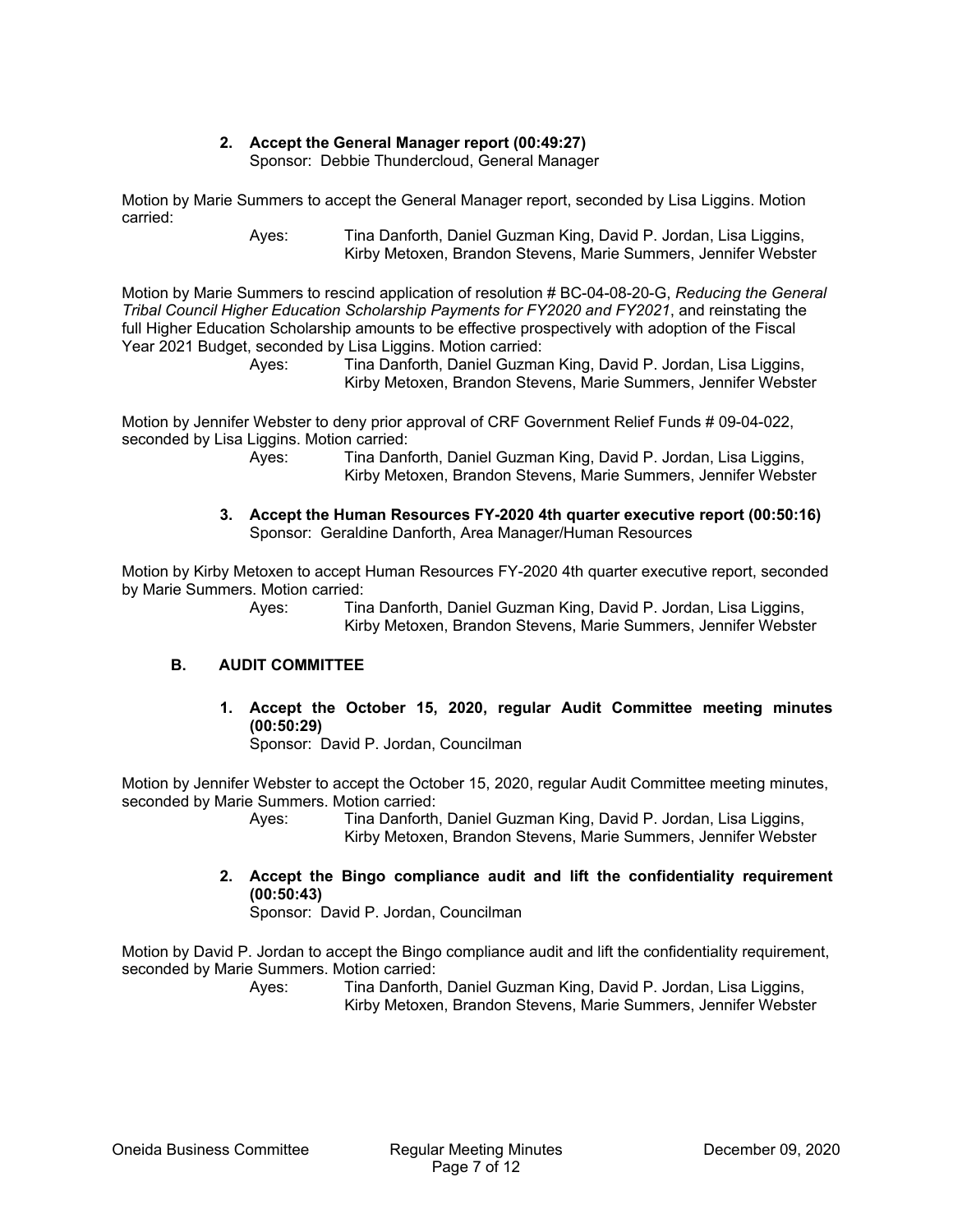**2. Accept the General Manager report (00:49:27)**
Sponsor: Debbie Thundercloud, General Manager

Motion by Marie Summers to accept the General Manager report, seconded by Lisa Liggins. Motion carried:

Ayes: Tina Danforth, Daniel Guzman King, David P. Jordan, Lisa Liggins, Kirby Metoxen, Brandon Stevens, Marie Summers, Jennifer Webster

Motion by Marie Summers to rescind application of resolution # BC-04-08-20-G, *Reducing the General Tribal Council Higher Education Scholarship Payments for FY2020 and FY2021*, and reinstating the full Higher Education Scholarship amounts to be effective prospectively with adoption of the Fiscal Year 2021 Budget, seconded by Lisa Liggins. Motion carried:

Ayes: Tina Danforth, Daniel Guzman King, David P. Jordan, Lisa Liggins, Kirby Metoxen, Brandon Stevens, Marie Summers, Jennifer Webster

Motion by Jennifer Webster to deny prior approval of CRF Government Relief Funds # 09-04-022, seconded by Lisa Liggins. Motion carried:

Ayes: Tina Danforth, Daniel Guzman King, David P. Jordan, Lisa Liggins, Kirby Metoxen, Brandon Stevens, Marie Summers, Jennifer Webster

**3. Accept the Human Resources FY-2020 4th quarter executive report (00:50:16)**
Sponsor: Geraldine Danforth, Area Manager/Human Resources

Motion by Kirby Metoxen to accept Human Resources FY-2020 4th quarter executive report, seconded by Marie Summers. Motion carried:

Ayes: Tina Danforth, Daniel Guzman King, David P. Jordan, Lisa Liggins, Kirby Metoxen, Brandon Stevens, Marie Summers, Jennifer Webster

## B. AUDIT COMMITTEE

**1. Accept the October 15, 2020, regular Audit Committee meeting minutes (00:50:29)**
Sponsor: David P. Jordan, Councilman

Motion by Jennifer Webster to accept the October 15, 2020, regular Audit Committee meeting minutes, seconded by Marie Summers. Motion carried:

Ayes: Tina Danforth, Daniel Guzman King, David P. Jordan, Lisa Liggins, Kirby Metoxen, Brandon Stevens, Marie Summers, Jennifer Webster

**2. Accept the Bingo compliance audit and lift the confidentiality requirement (00:50:43)**
Sponsor: David P. Jordan, Councilman

Motion by David P. Jordan to accept the Bingo compliance audit and lift the confidentiality requirement, seconded by Marie Summers. Motion carried:

Ayes: Tina Danforth, Daniel Guzman King, David P. Jordan, Lisa Liggins, Kirby Metoxen, Brandon Stevens, Marie Summers, Jennifer Webster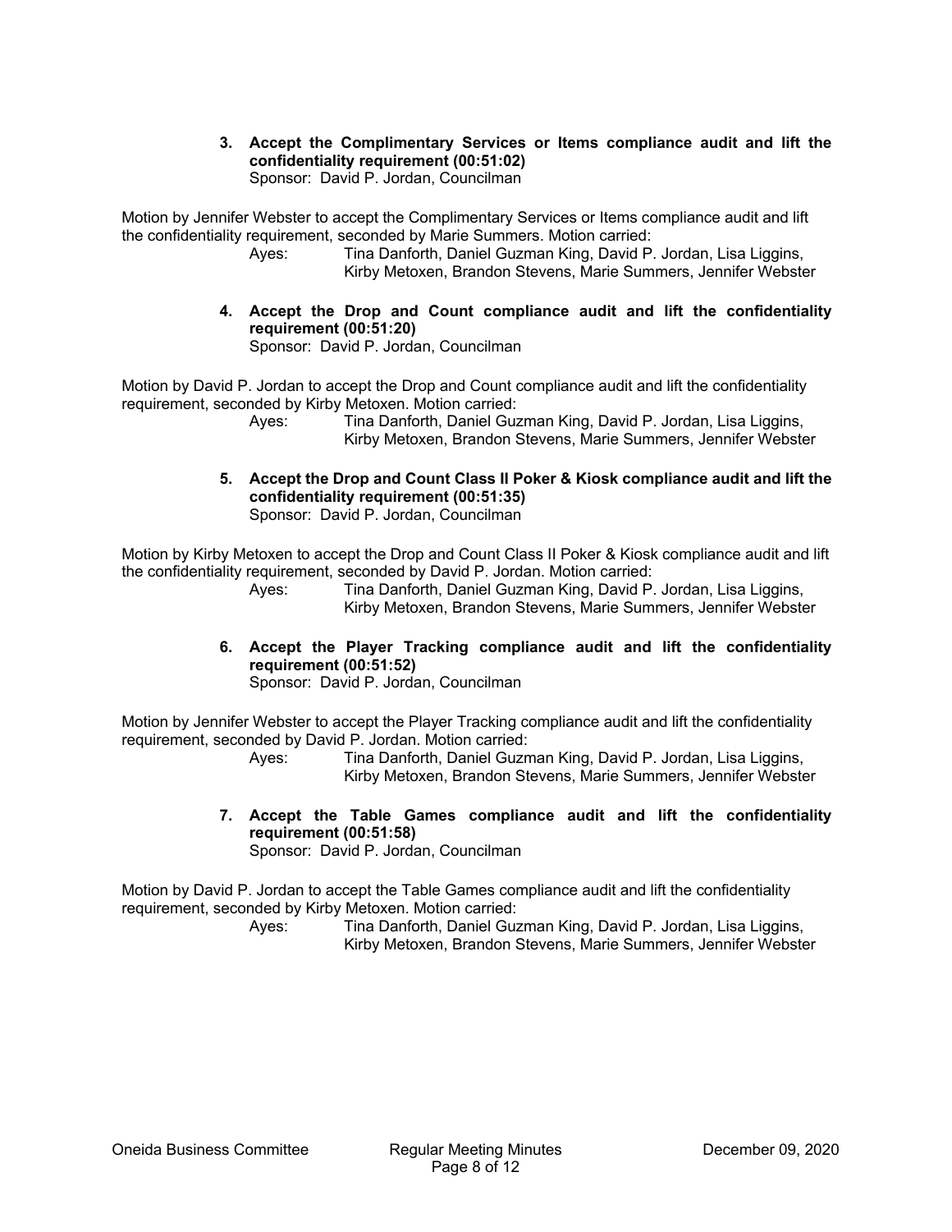**3. Accept the Complimentary Services or Items compliance audit and lift the confidentiality requirement (00:51:02)**
Sponsor: David P. Jordan, Councilman

Motion by Jennifer Webster to accept the Complimentary Services or Items compliance audit and lift the confidentiality requirement, seconded by Marie Summers. Motion carried:

Ayes: Tina Danforth, Daniel Guzman King, David P. Jordan, Lisa Liggins, Kirby Metoxen, Brandon Stevens, Marie Summers, Jennifer Webster

**4. Accept the Drop and Count compliance audit and lift the confidentiality requirement (00:51:20)**
Sponsor: David P. Jordan, Councilman

Motion by David P. Jordan to accept the Drop and Count compliance audit and lift the confidentiality requirement, seconded by Kirby Metoxen. Motion carried:

Ayes: Tina Danforth, Daniel Guzman King, David P. Jordan, Lisa Liggins, Kirby Metoxen, Brandon Stevens, Marie Summers, Jennifer Webster

**5. Accept the Drop and Count Class II Poker & Kiosk compliance audit and lift the confidentiality requirement (00:51:35)**
Sponsor: David P. Jordan, Councilman

Motion by Kirby Metoxen to accept the Drop and Count Class II Poker & Kiosk compliance audit and lift the confidentiality requirement, seconded by David P. Jordan. Motion carried:

Ayes: Tina Danforth, Daniel Guzman King, David P. Jordan, Lisa Liggins, Kirby Metoxen, Brandon Stevens, Marie Summers, Jennifer Webster

**6. Accept the Player Tracking compliance audit and lift the confidentiality requirement (00:51:52)**
Sponsor: David P. Jordan, Councilman

Motion by Jennifer Webster to accept the Player Tracking compliance audit and lift the confidentiality requirement, seconded by David P. Jordan. Motion carried:

Ayes: Tina Danforth, Daniel Guzman King, David P. Jordan, Lisa Liggins, Kirby Metoxen, Brandon Stevens, Marie Summers, Jennifer Webster

**7. Accept the Table Games compliance audit and lift the confidentiality requirement (00:51:58)**
Sponsor: David P. Jordan, Councilman

Motion by David P. Jordan to accept the Table Games compliance audit and lift the confidentiality requirement, seconded by Kirby Metoxen. Motion carried:

Ayes: Tina Danforth, Daniel Guzman King, David P. Jordan, Lisa Liggins, Kirby Metoxen, Brandon Stevens, Marie Summers, Jennifer Webster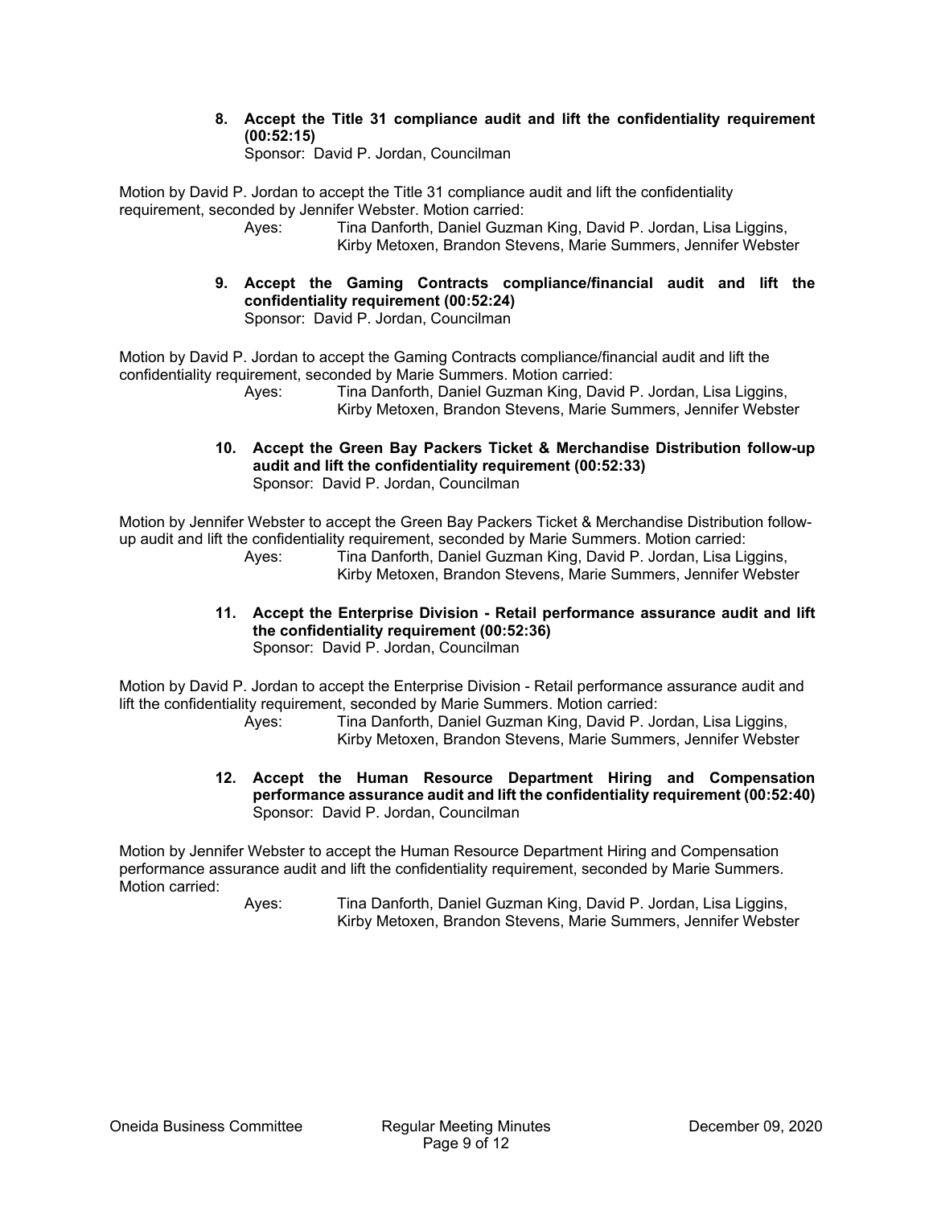**8. Accept the Title 31 compliance audit and lift the confidentiality requirement (00:52:15)**
Sponsor: David P. Jordan, Councilman

Motion by David P. Jordan to accept the Title 31 compliance audit and lift the confidentiality requirement, seconded by Jennifer Webster. Motion carried:

Ayes: Tina Danforth, Daniel Guzman King, David P. Jordan, Lisa Liggins, Kirby Metoxen, Brandon Stevens, Marie Summers, Jennifer Webster

**9. Accept the Gaming Contracts compliance/financial audit and lift the confidentiality requirement (00:52:24)**
Sponsor: David P. Jordan, Councilman

Motion by David P. Jordan to accept the Gaming Contracts compliance/financial audit and lift the confidentiality requirement, seconded by Marie Summers. Motion carried:

Ayes: Tina Danforth, Daniel Guzman King, David P. Jordan, Lisa Liggins, Kirby Metoxen, Brandon Stevens, Marie Summers, Jennifer Webster

**10. Accept the Green Bay Packers Ticket & Merchandise Distribution follow-up audit and lift the confidentiality requirement (00:52:33)**
Sponsor: David P. Jordan, Councilman

Motion by Jennifer Webster to accept the Green Bay Packers Ticket & Merchandise Distribution follow-up audit and lift the confidentiality requirement, seconded by Marie Summers. Motion carried:

Ayes: Tina Danforth, Daniel Guzman King, David P. Jordan, Lisa Liggins, Kirby Metoxen, Brandon Stevens, Marie Summers, Jennifer Webster

**11. Accept the Enterprise Division - Retail performance assurance audit and lift the confidentiality requirement (00:52:36)**
Sponsor: David P. Jordan, Councilman

Motion by David P. Jordan to accept the Enterprise Division - Retail performance assurance audit and lift the confidentiality requirement, seconded by Marie Summers. Motion carried:

Ayes: Tina Danforth, Daniel Guzman King, David P. Jordan, Lisa Liggins, Kirby Metoxen, Brandon Stevens, Marie Summers, Jennifer Webster

**12. Accept the Human Resource Department Hiring and Compensation performance assurance audit and lift the confidentiality requirement (00:52:40)**
Sponsor: David P. Jordan, Councilman

Motion by Jennifer Webster to accept the Human Resource Department Hiring and Compensation performance assurance audit and lift the confidentiality requirement, seconded by Marie Summers. Motion carried:

Ayes: Tina Danforth, Daniel Guzman King, David P. Jordan, Lisa Liggins, Kirby Metoxen, Brandon Stevens, Marie Summers, Jennifer Webster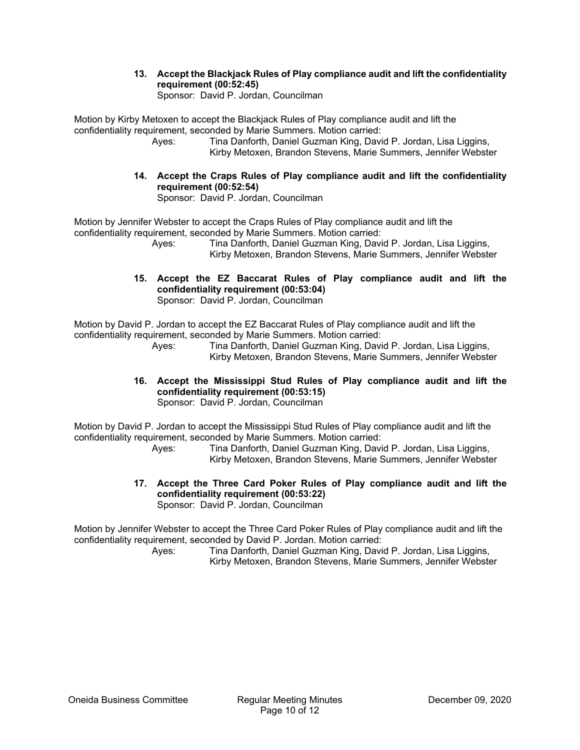**13. Accept the Blackjack Rules of Play compliance audit and lift the confidentiality requirement (00:52:45)**
Sponsor: David P. Jordan, Councilman

Motion by Kirby Metoxen to accept the Blackjack Rules of Play compliance audit and lift the confidentiality requirement, seconded by Marie Summers. Motion carried:

Ayes: Tina Danforth, Daniel Guzman King, David P. Jordan, Lisa Liggins, Kirby Metoxen, Brandon Stevens, Marie Summers, Jennifer Webster

**14. Accept the Craps Rules of Play compliance audit and lift the confidentiality requirement (00:52:54)**
Sponsor: David P. Jordan, Councilman

Motion by Jennifer Webster to accept the Craps Rules of Play compliance audit and lift the confidentiality requirement, seconded by Marie Summers. Motion carried:

Ayes: Tina Danforth, Daniel Guzman King, David P. Jordan, Lisa Liggins, Kirby Metoxen, Brandon Stevens, Marie Summers, Jennifer Webster

**15. Accept the EZ Baccarat Rules of Play compliance audit and lift the confidentiality requirement (00:53:04)**
Sponsor: David P. Jordan, Councilman

Motion by David P. Jordan to accept the EZ Baccarat Rules of Play compliance audit and lift the confidentiality requirement, seconded by Marie Summers. Motion carried:

Ayes: Tina Danforth, Daniel Guzman King, David P. Jordan, Lisa Liggins, Kirby Metoxen, Brandon Stevens, Marie Summers, Jennifer Webster

**16. Accept the Mississippi Stud Rules of Play compliance audit and lift the confidentiality requirement (00:53:15)**
Sponsor: David P. Jordan, Councilman

Motion by David P. Jordan to accept the Mississippi Stud Rules of Play compliance audit and lift the confidentiality requirement, seconded by Marie Summers. Motion carried:

Ayes: Tina Danforth, Daniel Guzman King, David P. Jordan, Lisa Liggins, Kirby Metoxen, Brandon Stevens, Marie Summers, Jennifer Webster

**17. Accept the Three Card Poker Rules of Play compliance audit and lift the confidentiality requirement (00:53:22)**
Sponsor: David P. Jordan, Councilman

Motion by Jennifer Webster to accept the Three Card Poker Rules of Play compliance audit and lift the confidentiality requirement, seconded by David P. Jordan. Motion carried:

Ayes: Tina Danforth, Daniel Guzman King, David P. Jordan, Lisa Liggins, Kirby Metoxen, Brandon Stevens, Marie Summers, Jennifer Webster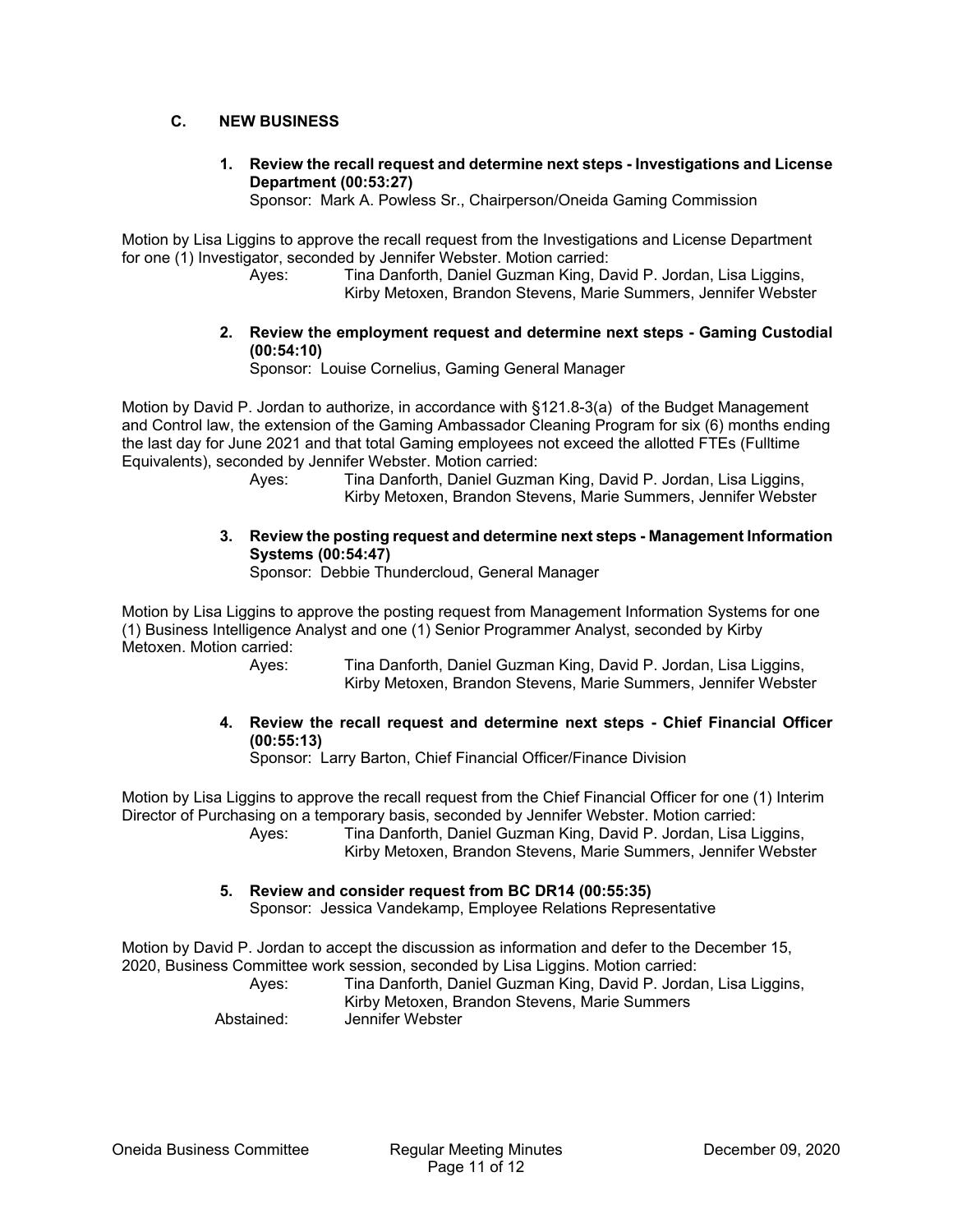## C. NEW BUSINESS

**1. Review the recall request and determine next steps - Investigations and License Department (00:53:27)**
Sponsor: Mark A. Powless Sr., Chairperson/Oneida Gaming Commission

Motion by Lisa Liggins to approve the recall request from the Investigations and License Department for one (1) Investigator, seconded by Jennifer Webster. Motion carried:

Ayes: Tina Danforth, Daniel Guzman King, David P. Jordan, Lisa Liggins, Kirby Metoxen, Brandon Stevens, Marie Summers, Jennifer Webster

**2. Review the employment request and determine next steps - Gaming Custodial (00:54:10)**
Sponsor: Louise Cornelius, Gaming General Manager

Motion by David P. Jordan to authorize, in accordance with §121.8-3(a) of the Budget Management and Control law, the extension of the Gaming Ambassador Cleaning Program for six (6) months ending the last day for June 2021 and that total Gaming employees not exceed the allotted FTEs (Fulltime Equivalents), seconded by Jennifer Webster. Motion carried:

Ayes: Tina Danforth, Daniel Guzman King, David P. Jordan, Lisa Liggins, Kirby Metoxen, Brandon Stevens, Marie Summers, Jennifer Webster

**3. Review the posting request and determine next steps - Management Information Systems (00:54:47)**
Sponsor: Debbie Thundercloud, General Manager

Motion by Lisa Liggins to approve the posting request from Management Information Systems for one (1) Business Intelligence Analyst and one (1) Senior Programmer Analyst, seconded by Kirby Metoxen. Motion carried:

Ayes: Tina Danforth, Daniel Guzman King, David P. Jordan, Lisa Liggins, Kirby Metoxen, Brandon Stevens, Marie Summers, Jennifer Webster

**4. Review the recall request and determine next steps - Chief Financial Officer (00:55:13)**
Sponsor: Larry Barton, Chief Financial Officer/Finance Division

Motion by Lisa Liggins to approve the recall request from the Chief Financial Officer for one (1) Interim Director of Purchasing on a temporary basis, seconded by Jennifer Webster. Motion carried:

Ayes: Tina Danforth, Daniel Guzman King, David P. Jordan, Lisa Liggins, Kirby Metoxen, Brandon Stevens, Marie Summers, Jennifer Webster

**5. Review and consider request from BC DR14 (00:55:35)**
Sponsor: Jessica Vandekamp, Employee Relations Representative

Motion by David P. Jordan to accept the discussion as information and defer to the December 15, 2020, Business Committee work session, seconded by Lisa Liggins. Motion carried:

Ayes: Tina Danforth, Daniel Guzman King, David P. Jordan, Lisa Liggins, Kirby Metoxen, Brandon Stevens, Marie Summers
Abstained: Jennifer Webster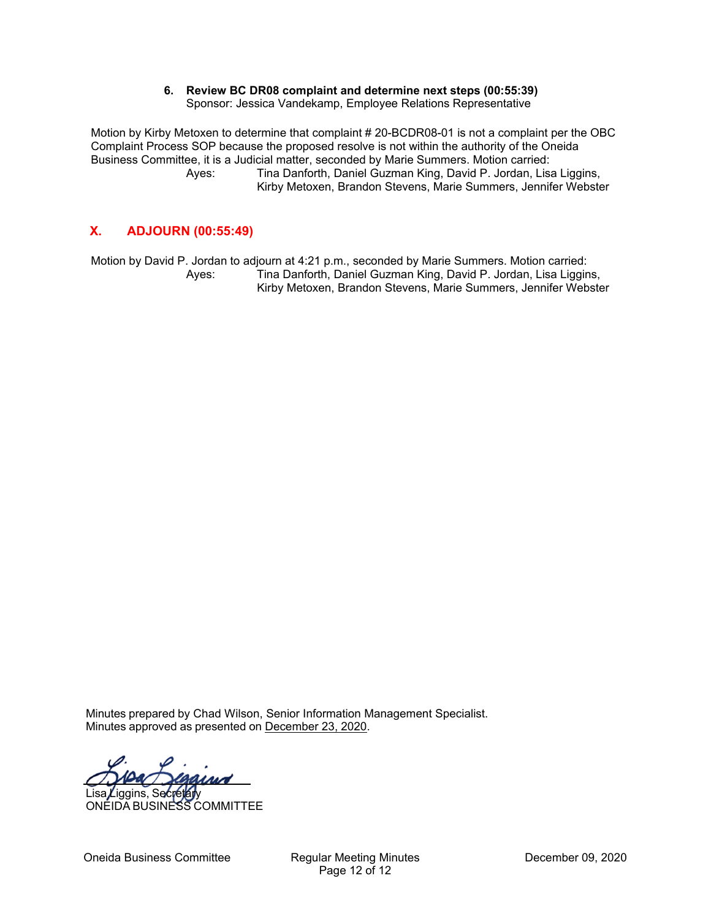**6. Review BC DR08 complaint and determine next steps (00:55:39)**
Sponsor: Jessica Vandekamp, Employee Relations Representative

Motion by Kirby Metoxen to determine that complaint # 20-BCDR08-01 is not a complaint per the OBC Complaint Process SOP because the proposed resolve is not within the authority of the Oneida Business Committee, it is a Judicial matter, seconded by Marie Summers. Motion carried:

Ayes: Tina Danforth, Daniel Guzman King, David P. Jordan, Lisa Liggins, Kirby Metoxen, Brandon Stevens, Marie Summers, Jennifer Webster

## X. ADJOURN (00:55:49)

Motion by David P. Jordan to adjourn at 4:21 p.m., seconded by Marie Summers. Motion carried:

Ayes: Tina Danforth, Daniel Guzman King, David P. Jordan, Lisa Liggins, Kirby Metoxen, Brandon Stevens, Marie Summers, Jennifer Webster

Minutes prepared by Chad Wilson, Senior Information Management Specialist.
Minutes approved as presented on December 23, 2020.

Lisa Liggins, Secretary
ONEIDA BUSINESS COMMITTEE